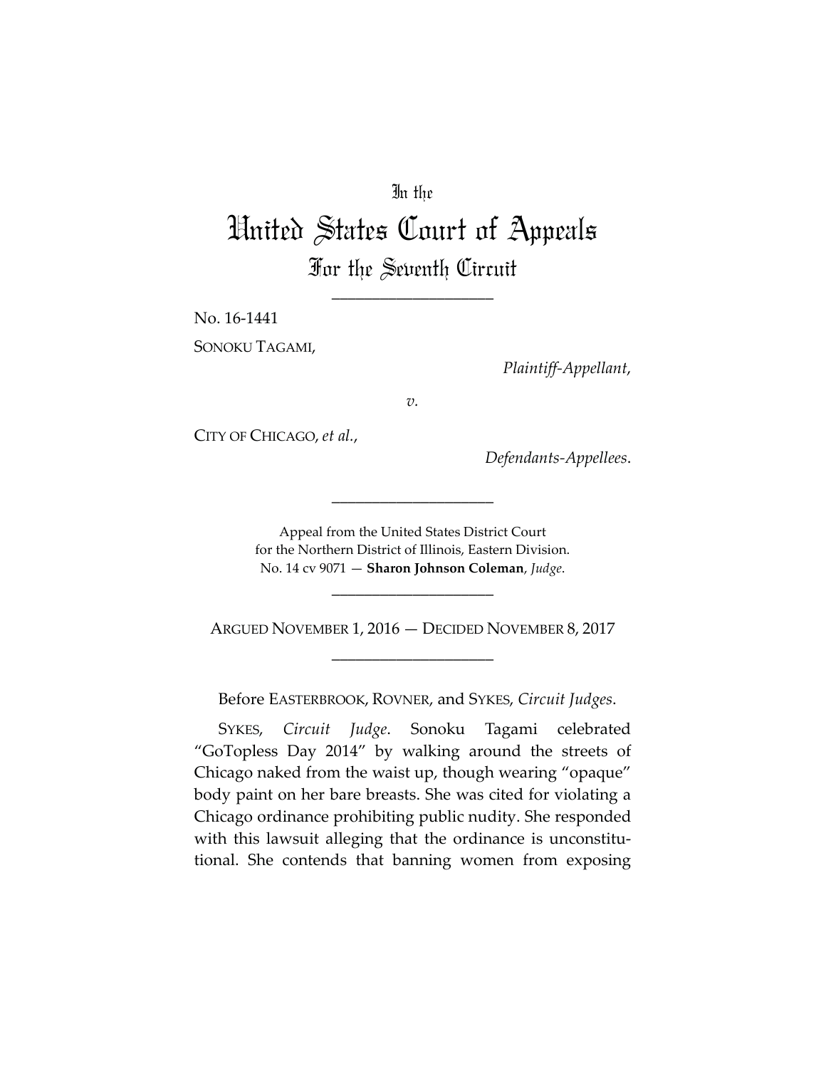In the

# United States Court of Appeals

## For the Seventh Circuit

---

No. 16-1441

SONOKU TAGAMI,

*Plaintiff-Appellant*,

*v.*

CITY OF CHICAGO, *et al.*,

*Defendants-Appellees*.

---

Appeal from the United States District Court
for the Northern District of Illinois, Eastern Division.
No. 14 cv 9071 — **Sharon Johnson Coleman**, *Judge*.

---

ARGUED NOVEMBER 1, 2016 — DECIDED NOVEMBER 8, 2017

---

Before EASTERBROOK, ROVNER, and SYKES, *Circuit Judges*.

SYKES, *Circuit Judge*. Sonoku Tagami celebrated "GoTopless Day 2014" by walking around the streets of Chicago naked from the waist up, though wearing "opaque" body paint on her bare breasts. She was cited for violating a Chicago ordinance prohibiting public nudity. She responded with this lawsuit alleging that the ordinance is unconstitutional. She contends that banning women from exposing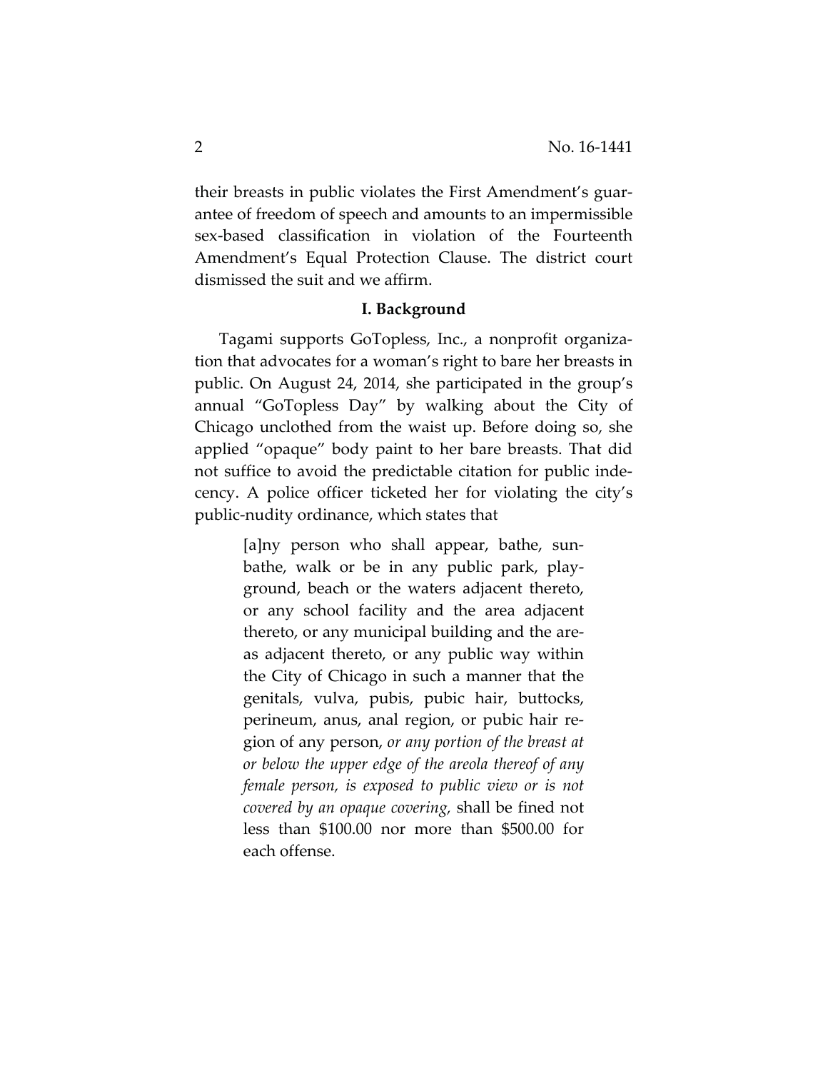their breasts in public violates the First Amendment's guarantee of freedom of speech and amounts to an impermissible sex-based classification in violation of the Fourteenth Amendment's Equal Protection Clause. The district court dismissed the suit and we affirm.

## I. Background

Tagami supports GoTopless, Inc., a nonprofit organization that advocates for a woman's right to bare her breasts in public. On August 24, 2014, she participated in the group's annual "GoTopless Day" by walking about the City of Chicago unclothed from the waist up. Before doing so, she applied "opaque" body paint to her bare breasts. That did not suffice to avoid the predictable citation for public indecency. A police officer ticketed her for violating the city's public-nudity ordinance, which states that

> [a]ny person who shall appear, bathe, sunbathe, walk or be in any public park, playground, beach or the waters adjacent thereto, or any school facility and the area adjacent thereto, or any municipal building and the areas adjacent thereto, or any public way within the City of Chicago in such a manner that the genitals, vulva, pubis, pubic hair, buttocks, perineum, anus, anal region, or pubic hair region of any person, *or any portion of the breast at or below the upper edge of the areola thereof of any female person, is exposed to public view or is not covered by an opaque covering*, shall be fined not less than $100.00 nor more than $500.00 for each offense.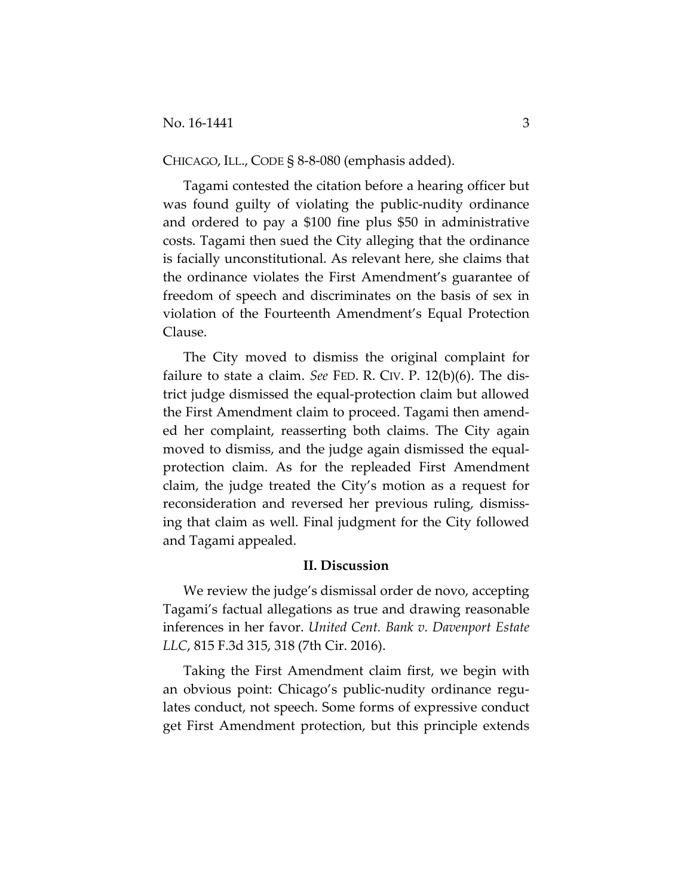CHICAGO, ILL., CODE § 8-8-080 (emphasis added).

Tagami contested the citation before a hearing officer but was found guilty of violating the public-nudity ordinance and ordered to pay a $100 fine plus $50 in administrative costs. Tagami then sued the City alleging that the ordinance is facially unconstitutional. As relevant here, she claims that the ordinance violates the First Amendment's guarantee of freedom of speech and discriminates on the basis of sex in violation of the Fourteenth Amendment's Equal Protection Clause.

The City moved to dismiss the original complaint for failure to state a claim. *See* FED. R. CIV. P. 12(b)(6). The district judge dismissed the equal-protection claim but allowed the First Amendment claim to proceed. Tagami then amended her complaint, reasserting both claims. The City again moved to dismiss, and the judge again dismissed the equal-protection claim. As for the repleaded First Amendment claim, the judge treated the City's motion as a request for reconsideration and reversed her previous ruling, dismissing that claim as well. Final judgment for the City followed and Tagami appealed.

## II. Discussion

We review the judge's dismissal order de novo, accepting Tagami's factual allegations as true and drawing reasonable inferences in her favor. *United Cent. Bank v. Davenport Estate LLC*, 815 F.3d 315, 318 (7th Cir. 2016).

Taking the First Amendment claim first, we begin with an obvious point: Chicago's public-nudity ordinance regulates conduct, not speech. Some forms of expressive conduct get First Amendment protection, but this principle extends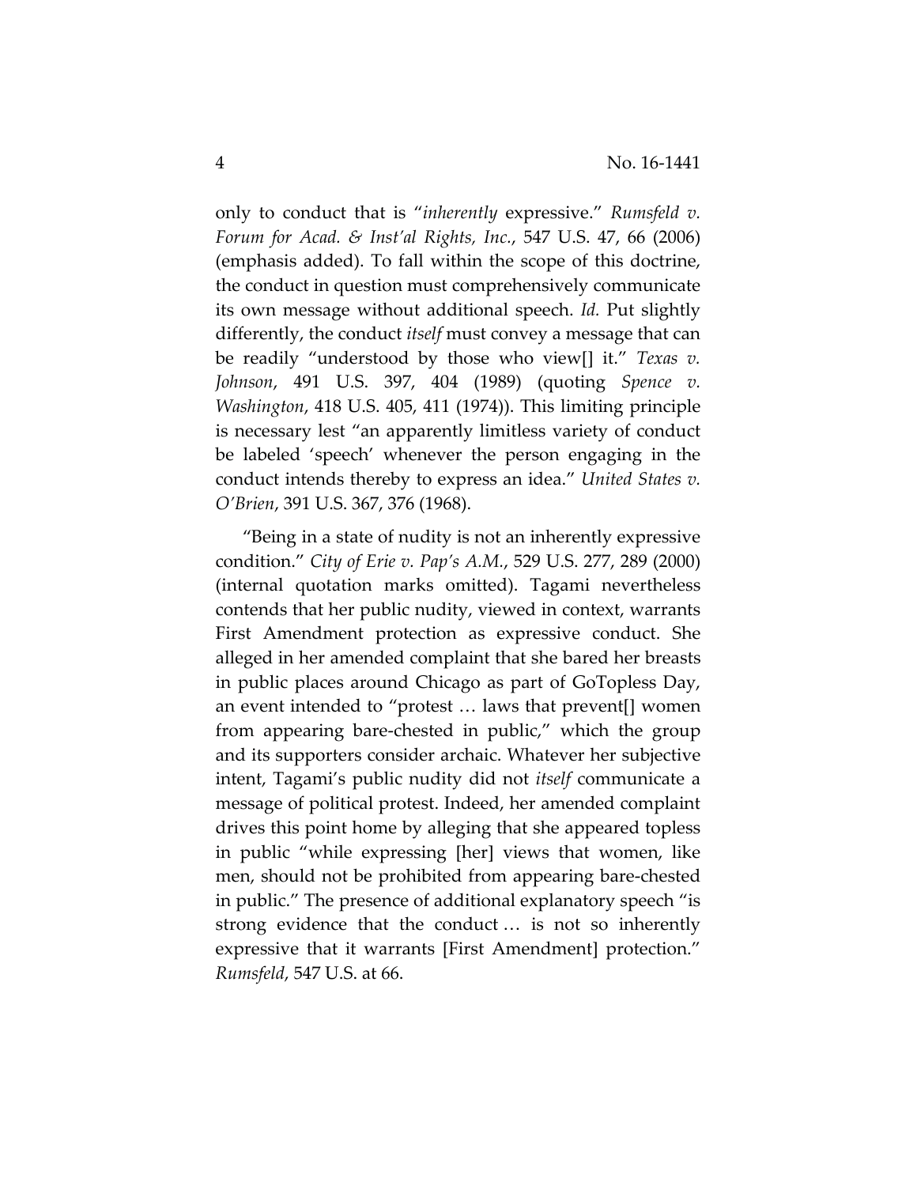only to conduct that is "*inherently* expressive." *Rumsfeld v. Forum for Acad. & Inst'al Rights, Inc.*, 547 U.S. 47, 66 (2006) (emphasis added). To fall within the scope of this doctrine, the conduct in question must comprehensively communicate its own message without additional speech. *Id.* Put slightly differently, the conduct *itself* must convey a message that can be readily "understood by those who view[] it." *Texas v. Johnson*, 491 U.S. 397, 404 (1989) (quoting *Spence v. Washington*, 418 U.S. 405, 411 (1974)). This limiting principle is necessary lest "an apparently limitless variety of conduct be labeled 'speech' whenever the person engaging in the conduct intends thereby to express an idea." *United States v. O'Brien*, 391 U.S. 367, 376 (1968).

"Being in a state of nudity is not an inherently expressive condition." *City of Erie v. Pap's A.M.*, 529 U.S. 277, 289 (2000) (internal quotation marks omitted). Tagami nevertheless contends that her public nudity, viewed in context, warrants First Amendment protection as expressive conduct. She alleged in her amended complaint that she bared her breasts in public places around Chicago as part of GoTopless Day, an event intended to "protest … laws that prevent[] women from appearing bare-chested in public," which the group and its supporters consider archaic. Whatever her subjective intent, Tagami's public nudity did not *itself* communicate a message of political protest. Indeed, her amended complaint drives this point home by alleging that she appeared topless in public "while expressing [her] views that women, like men, should not be prohibited from appearing bare-chested in public." The presence of additional explanatory speech "is strong evidence that the conduct … is not so inherently expressive that it warrants [First Amendment] protection." *Rumsfeld*, 547 U.S. at 66.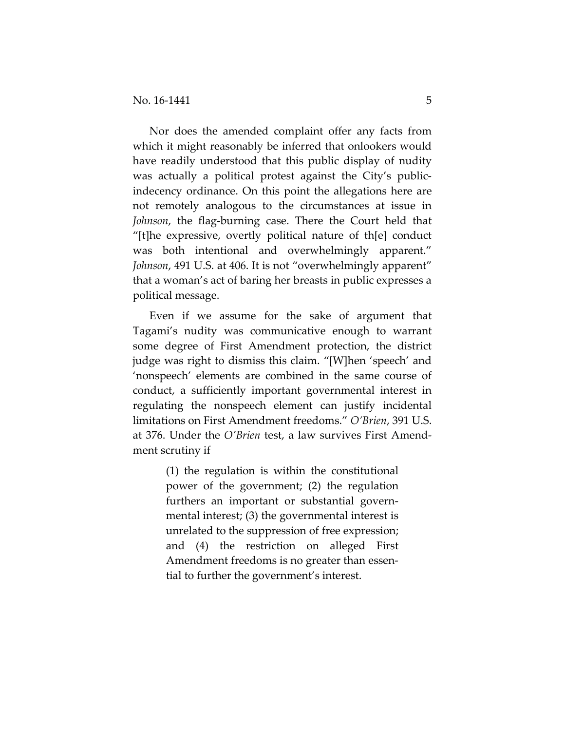Nor does the amended complaint offer any facts from which it might reasonably be inferred that onlookers would have readily understood that this public display of nudity was actually a political protest against the City's public-indecency ordinance. On this point the allegations here are not remotely analogous to the circumstances at issue in *Johnson*, the flag-burning case. There the Court held that "[t]he expressive, overtly political nature of th[e] conduct was both intentional and overwhelmingly apparent." *Johnson*, 491 U.S. at 406. It is not "overwhelmingly apparent" that a woman's act of baring her breasts in public expresses a political message.

Even if we assume for the sake of argument that Tagami's nudity was communicative enough to warrant some degree of First Amendment protection, the district judge was right to dismiss this claim. "[W]hen 'speech' and 'nonspeech' elements are combined in the same course of conduct, a sufficiently important governmental interest in regulating the nonspeech element can justify incidental limitations on First Amendment freedoms." *O'Brien*, 391 U.S. at 376. Under the *O'Brien* test, a law survives First Amendment scrutiny if

> (1) the regulation is within the constitutional power of the government; (2) the regulation furthers an important or substantial governmental interest; (3) the governmental interest is unrelated to the suppression of free expression; and (4) the restriction on alleged First Amendment freedoms is no greater than essential to further the government's interest.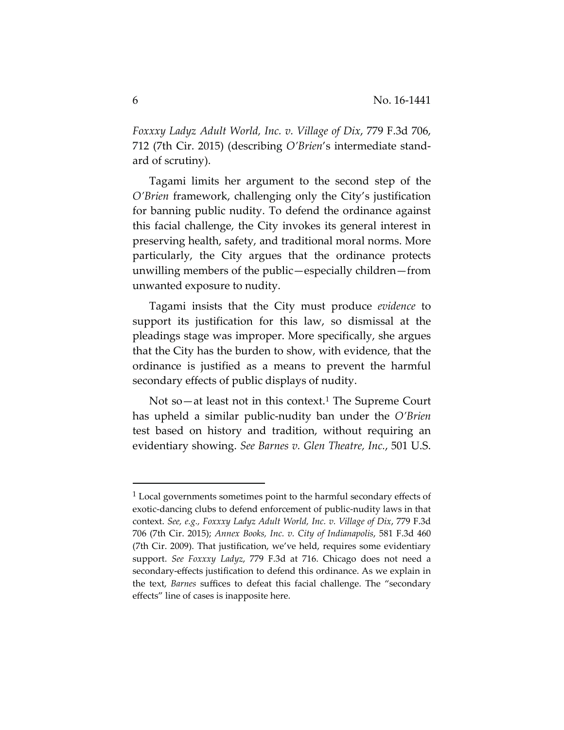*Foxxxy Ladyz Adult World, Inc. v. Village of Dix*, 779 F.3d 706, 712 (7th Cir. 2015) (describing *O'Brien*'s intermediate standard of scrutiny).

Tagami limits her argument to the second step of the *O'Brien* framework, challenging only the City's justification for banning public nudity. To defend the ordinance against this facial challenge, the City invokes its general interest in preserving health, safety, and traditional moral norms. More particularly, the City argues that the ordinance protects unwilling members of the public—especially children—from unwanted exposure to nudity.

Tagami insists that the City must produce *evidence* to support its justification for this law, so dismissal at the pleadings stage was improper. More specifically, she argues that the City has the burden to show, with evidence, that the ordinance is justified as a means to prevent the harmful secondary effects of public displays of nudity.

Not so—at least not in this context.[1] The Supreme Court has upheld a similar public-nudity ban under the *O'Brien* test based on history and tradition, without requiring an evidentiary showing. *See Barnes v. Glen Theatre, Inc.*, 501 U.S.

---

[1] Local governments sometimes point to the harmful secondary effects of exotic-dancing clubs to defend enforcement of public-nudity laws in that context. *See, e.g., Foxxxy Ladyz Adult World, Inc. v. Village of Dix*, 779 F.3d 706 (7th Cir. 2015); *Annex Books, Inc. v. City of Indianapolis*, 581 F.3d 460 (7th Cir. 2009). That justification, we've held, requires some evidentiary support. *See Foxxxy Ladyz*, 779 F.3d at 716. Chicago does not need a secondary-effects justification to defend this ordinance. As we explain in the text, *Barnes* suffices to defeat this facial challenge. The "secondary effects" line of cases is inapposite here.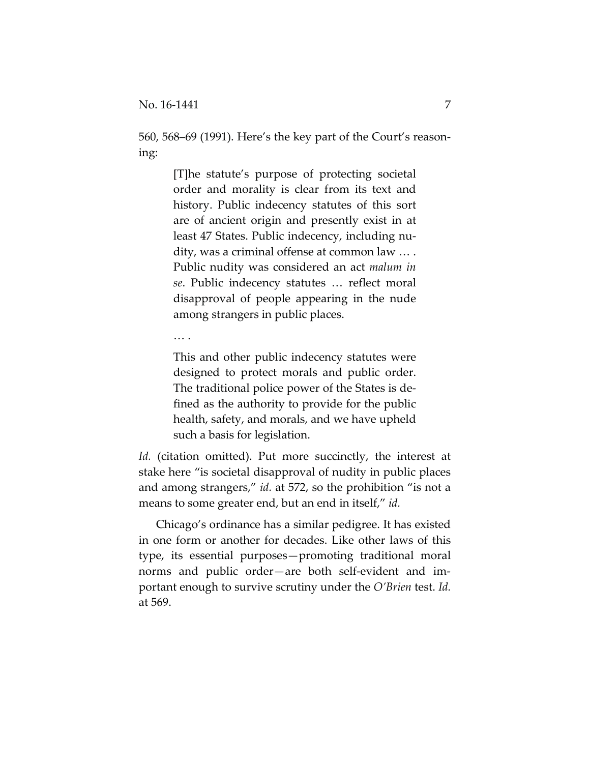560, 568–69 (1991). Here's the key part of the Court's reasoning:

> [T]he statute's purpose of protecting societal order and morality is clear from its text and history. Public indecency statutes of this sort are of ancient origin and presently exist in at least 47 States. Public indecency, including nudity, was a criminal offense at common law … . Public nudity was considered an act *malum in se*. Public indecency statutes … reflect moral disapproval of people appearing in the nude among strangers in public places.
>
> … .
>
> This and other public indecency statutes were designed to protect morals and public order. The traditional police power of the States is defined as the authority to provide for the public health, safety, and morals, and we have upheld such a basis for legislation.

*Id.* (citation omitted). Put more succinctly, the interest at stake here "is societal disapproval of nudity in public places and among strangers," *id.* at 572, so the prohibition "is not a means to some greater end, but an end in itself," *id.*

Chicago's ordinance has a similar pedigree. It has existed in one form or another for decades. Like other laws of this type, its essential purposes—promoting traditional moral norms and public order—are both self-evident and important enough to survive scrutiny under the *O'Brien* test. *Id.* at 569.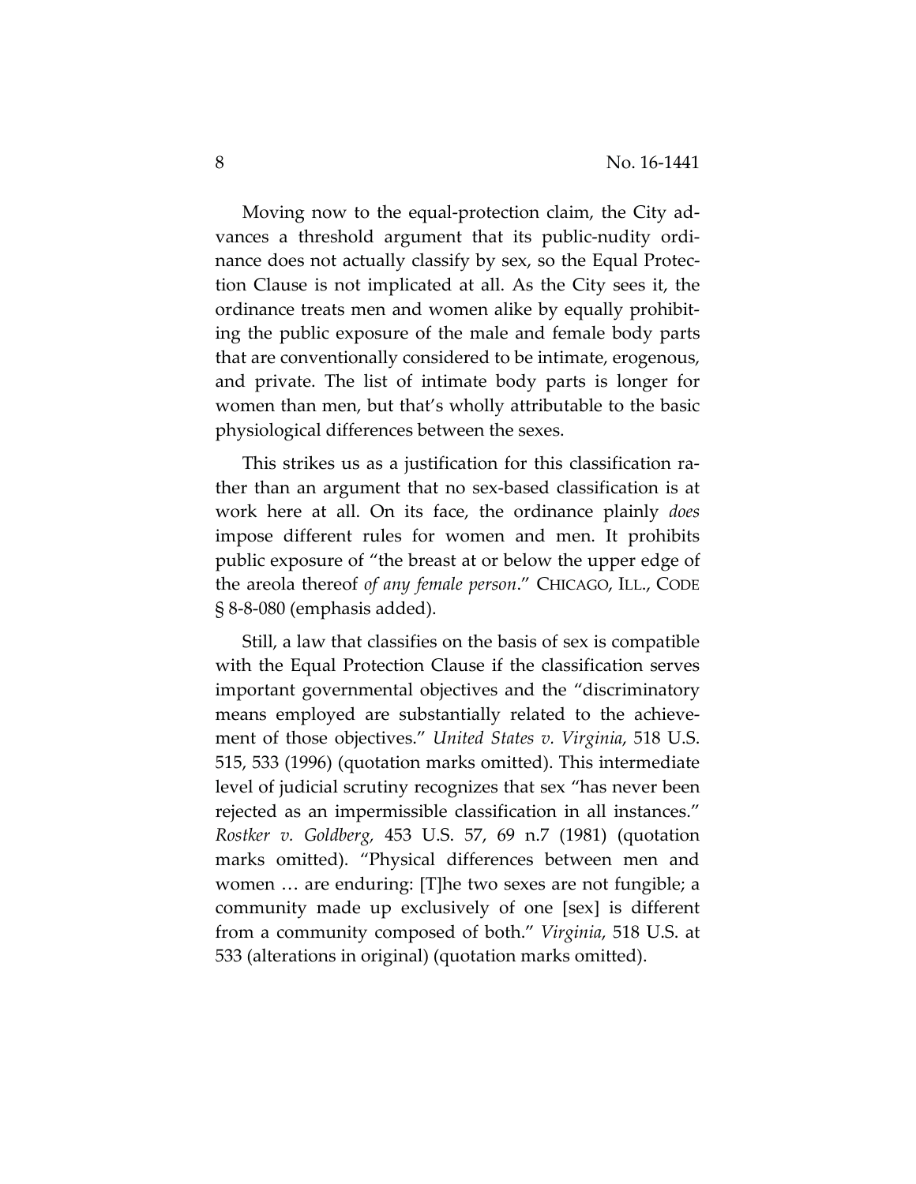Moving now to the equal-protection claim, the City advances a threshold argument that its public-nudity ordinance does not actually classify by sex, so the Equal Protection Clause is not implicated at all. As the City sees it, the ordinance treats men and women alike by equally prohibiting the public exposure of the male and female body parts that are conventionally considered to be intimate, erogenous, and private. The list of intimate body parts is longer for women than men, but that's wholly attributable to the basic physiological differences between the sexes.

This strikes us as a justification for this classification rather than an argument that no sex-based classification is at work here at all. On its face, the ordinance plainly *does* impose different rules for women and men. It prohibits public exposure of "the breast at or below the upper edge of the areola thereof *of any female person*." CHICAGO, ILL., CODE § 8-8-080 (emphasis added).

Still, a law that classifies on the basis of sex is compatible with the Equal Protection Clause if the classification serves important governmental objectives and the "discriminatory means employed are substantially related to the achievement of those objectives." *United States v. Virginia*, 518 U.S. 515, 533 (1996) (quotation marks omitted). This intermediate level of judicial scrutiny recognizes that sex "has never been rejected as an impermissible classification in all instances." *Rostker v. Goldberg,* 453 U.S. 57, 69 n.7 (1981) (quotation marks omitted). "Physical differences between men and women … are enduring: [T]he two sexes are not fungible; a community made up exclusively of one [sex] is different from a community composed of both." *Virginia*, 518 U.S. at 533 (alterations in original) (quotation marks omitted).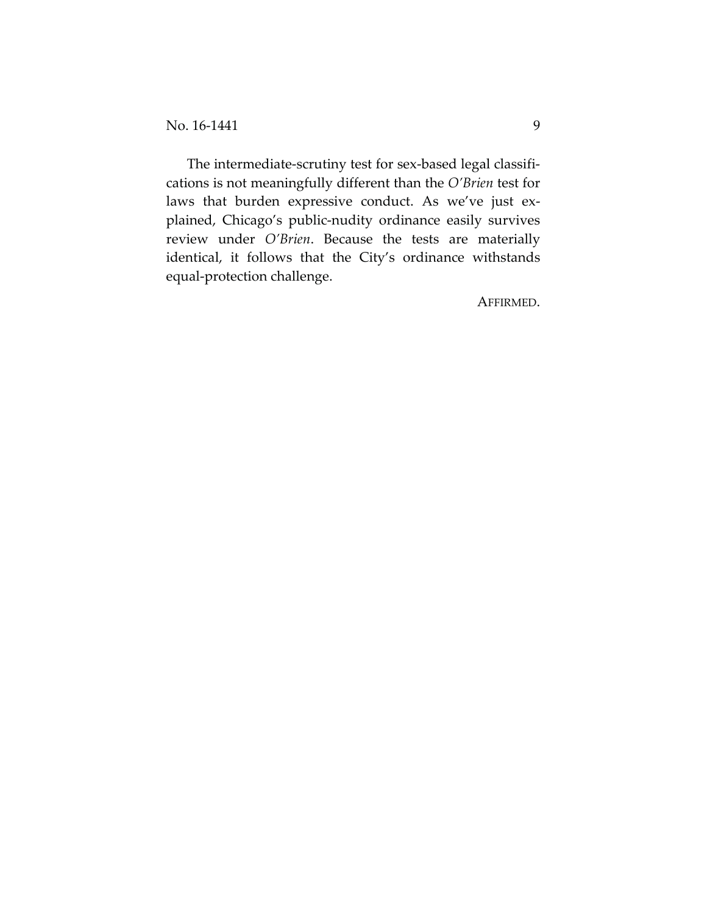The intermediate-scrutiny test for sex-based legal classifications is not meaningfully different than the *O'Brien* test for laws that burden expressive conduct. As we've just explained, Chicago's public-nudity ordinance easily survives review under *O'Brien*. Because the tests are materially identical, it follows that the City's ordinance withstands equal-protection challenge.

AFFIRMED.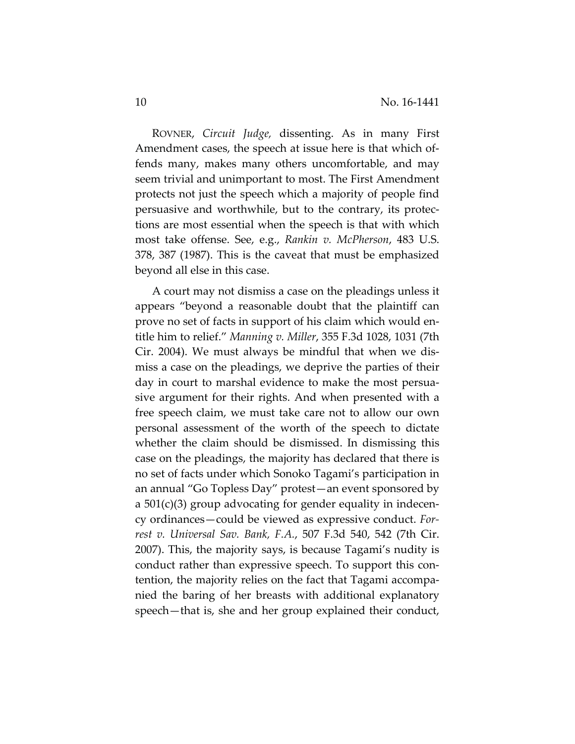ROVNER, *Circuit Judge,* dissenting. As in many First Amendment cases, the speech at issue here is that which offends many, makes many others uncomfortable, and may seem trivial and unimportant to most. The First Amendment protects not just the speech which a majority of people find persuasive and worthwhile, but to the contrary, its protections are most essential when the speech is that with which most take offense. See, e.g., *Rankin v. McPherson*, 483 U.S. 378, 387 (1987). This is the caveat that must be emphasized beyond all else in this case.

A court may not dismiss a case on the pleadings unless it appears "beyond a reasonable doubt that the plaintiff can prove no set of facts in support of his claim which would entitle him to relief." *Manning v. Miller*, 355 F.3d 1028, 1031 (7th Cir. 2004). We must always be mindful that when we dismiss a case on the pleadings, we deprive the parties of their day in court to marshal evidence to make the most persuasive argument for their rights. And when presented with a free speech claim, we must take care not to allow our own personal assessment of the worth of the speech to dictate whether the claim should be dismissed. In dismissing this case on the pleadings, the majority has declared that there is no set of facts under which Sonoko Tagami's participation in an annual "Go Topless Day" protest—an event sponsored by a 501(c)(3) group advocating for gender equality in indecency ordinances—could be viewed as expressive conduct. *Forrest v. Universal Sav. Bank, F.A.*, 507 F.3d 540, 542 (7th Cir. 2007). This, the majority says, is because Tagami's nudity is conduct rather than expressive speech. To support this contention, the majority relies on the fact that Tagami accompanied the baring of her breasts with additional explanatory speech—that is, she and her group explained their conduct,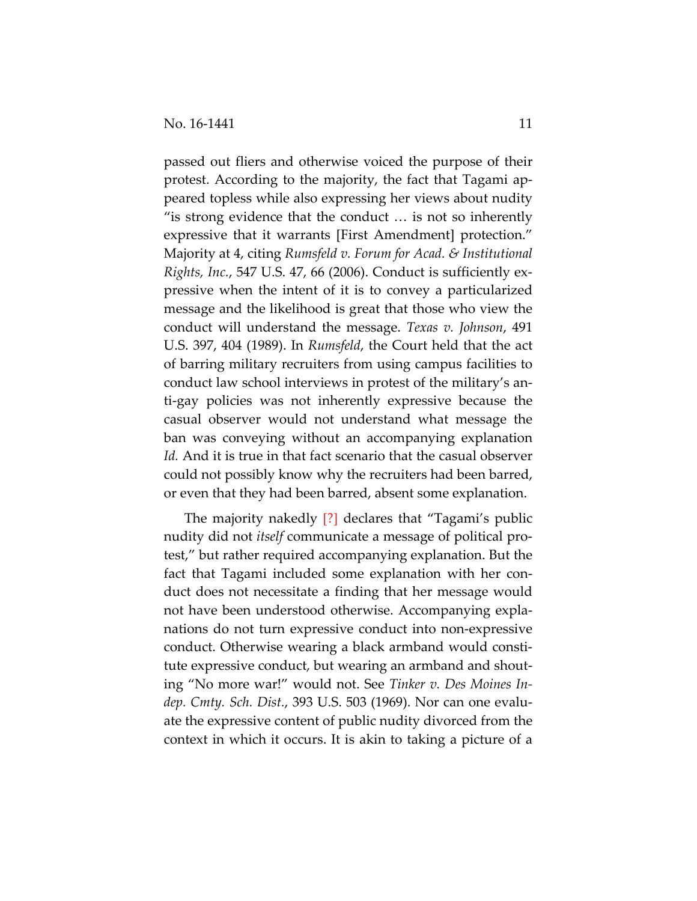passed out fliers and otherwise voiced the purpose of their protest. According to the majority, the fact that Tagami appeared topless while also expressing her views about nudity "is strong evidence that the conduct … is not so inherently expressive that it warrants [First Amendment] protection." Majority at 4, citing *Rumsfeld v. Forum for Acad. & Institutional Rights, Inc.*, 547 U.S. 47, 66 (2006). Conduct is sufficiently expressive when the intent of it is to convey a particularized message and the likelihood is great that those who view the conduct will understand the message. *Texas v. Johnson*, 491 U.S. 397, 404 (1989). In *Rumsfeld*, the Court held that the act of barring military recruiters from using campus facilities to conduct law school interviews in protest of the military's anti-gay policies was not inherently expressive because the casual observer would not understand what message the ban was conveying without an accompanying explanation *Id.* And it is true in that fact scenario that the casual observer could not possibly know why the recruiters had been barred, or even that they had been barred, absent some explanation.

The majority nakedly [?] declares that "Tagami's public nudity did not *itself* communicate a message of political protest," but rather required accompanying explanation. But the fact that Tagami included some explanation with her conduct does not necessitate a finding that her message would not have been understood otherwise. Accompanying explanations do not turn expressive conduct into non-expressive conduct. Otherwise wearing a black armband would constitute expressive conduct, but wearing an armband and shouting "No more war!" would not. See *Tinker v. Des Moines Indep. Cmty. Sch. Dist.*, 393 U.S. 503 (1969). Nor can one evaluate the expressive content of public nudity divorced from the context in which it occurs. It is akin to taking a picture of a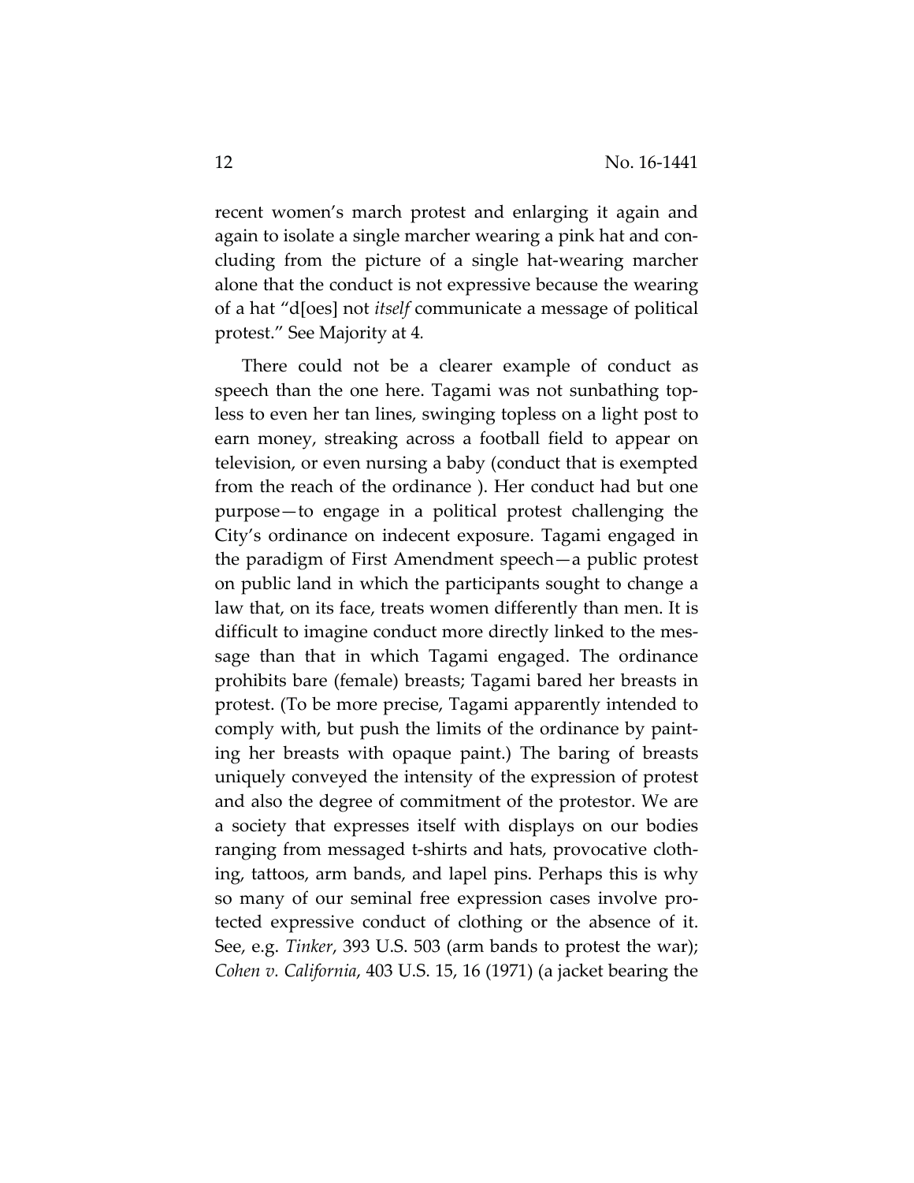recent women's march protest and enlarging it again and again to isolate a single marcher wearing a pink hat and concluding from the picture of a single hat-wearing marcher alone that the conduct is not expressive because the wearing of a hat "d[oes] not *itself* communicate a message of political protest." See Majority at 4.

There could not be a clearer example of conduct as speech than the one here. Tagami was not sunbathing topless to even her tan lines, swinging topless on a light post to earn money, streaking across a football field to appear on television, or even nursing a baby (conduct that is exempted from the reach of the ordinance ). Her conduct had but one purpose—to engage in a political protest challenging the City's ordinance on indecent exposure. Tagami engaged in the paradigm of First Amendment speech—a public protest on public land in which the participants sought to change a law that, on its face, treats women differently than men. It is difficult to imagine conduct more directly linked to the message than that in which Tagami engaged. The ordinance prohibits bare (female) breasts; Tagami bared her breasts in protest. (To be more precise, Tagami apparently intended to comply with, but push the limits of the ordinance by painting her breasts with opaque paint.) The baring of breasts uniquely conveyed the intensity of the expression of protest and also the degree of commitment of the protestor. We are a society that expresses itself with displays on our bodies ranging from messaged t-shirts and hats, provocative clothing, tattoos, arm bands, and lapel pins. Perhaps this is why so many of our seminal free expression cases involve protected expressive conduct of clothing or the absence of it. See, e.g. *Tinker*, 393 U.S. 503 (arm bands to protest the war); *Cohen v. California*, 403 U.S. 15, 16 (1971) (a jacket bearing the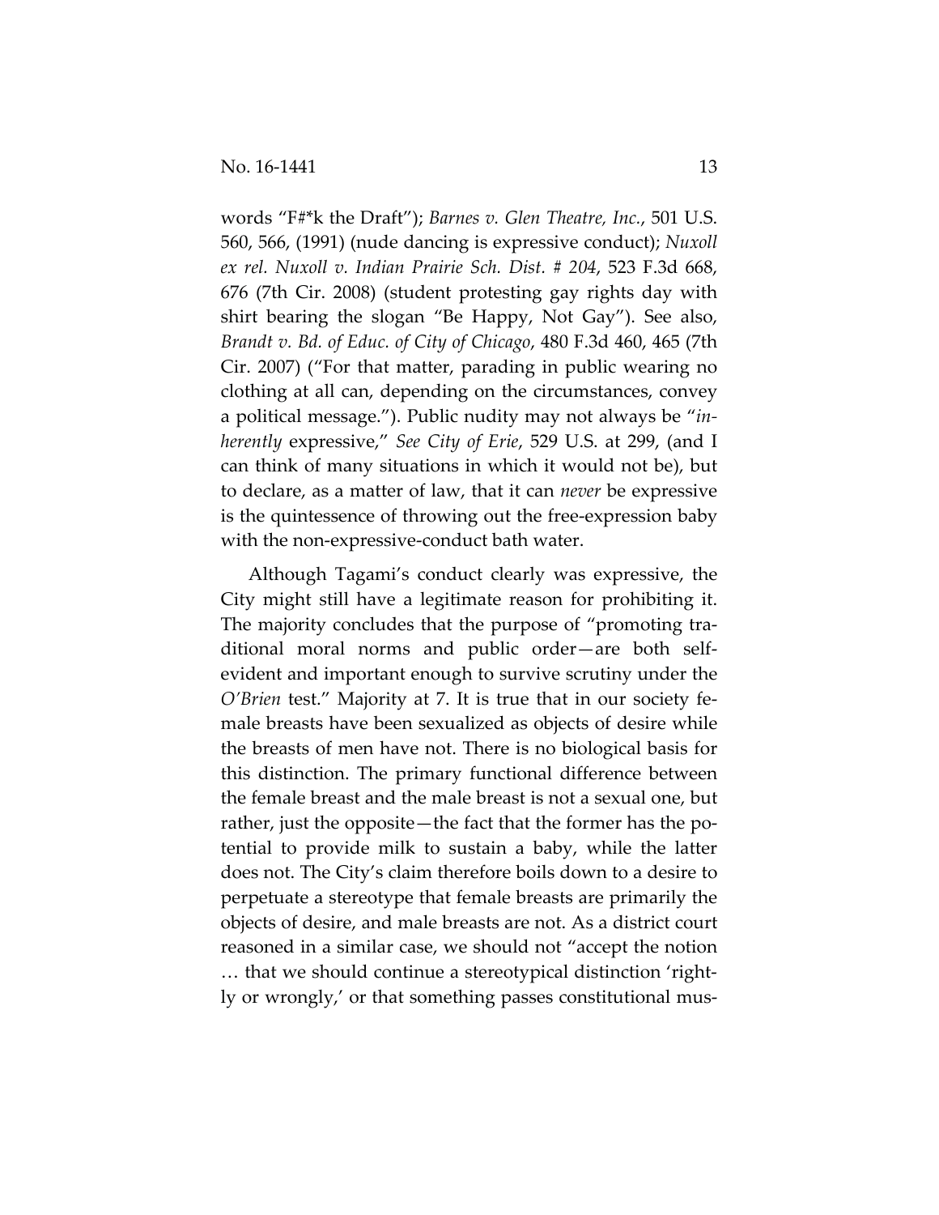words "F#*k the Draft"); *Barnes v. Glen Theatre, Inc.*, 501 U.S. 560, 566, (1991) (nude dancing is expressive conduct); *Nuxoll ex rel. Nuxoll v. Indian Prairie Sch. Dist. # 204*, 523 F.3d 668, 676 (7th Cir. 2008) (student protesting gay rights day with shirt bearing the slogan "Be Happy, Not Gay"). See also, *Brandt v. Bd. of Educ. of City of Chicago*, 480 F.3d 460, 465 (7th Cir. 2007) ("For that matter, parading in public wearing no clothing at all can, depending on the circumstances, convey a political message."). Public nudity may not always be "*inherently* expressive," *See City of Erie*, 529 U.S. at 299, (and I can think of many situations in which it would not be), but to declare, as a matter of law, that it can *never* be expressive is the quintessence of throwing out the free-expression baby with the non-expressive-conduct bath water.

Although Tagami's conduct clearly was expressive, the City might still have a legitimate reason for prohibiting it. The majority concludes that the purpose of "promoting traditional moral norms and public order—are both self-evident and important enough to survive scrutiny under the *O'Brien* test." Majority at 7. It is true that in our society female breasts have been sexualized as objects of desire while the breasts of men have not. There is no biological basis for this distinction. The primary functional difference between the female breast and the male breast is not a sexual one, but rather, just the opposite—the fact that the former has the potential to provide milk to sustain a baby, while the latter does not. The City's claim therefore boils down to a desire to perpetuate a stereotype that female breasts are primarily the objects of desire, and male breasts are not. As a district court reasoned in a similar case, we should not "accept the notion … that we should continue a stereotypical distinction 'rightly or wrongly,' or that something passes constitutional mus-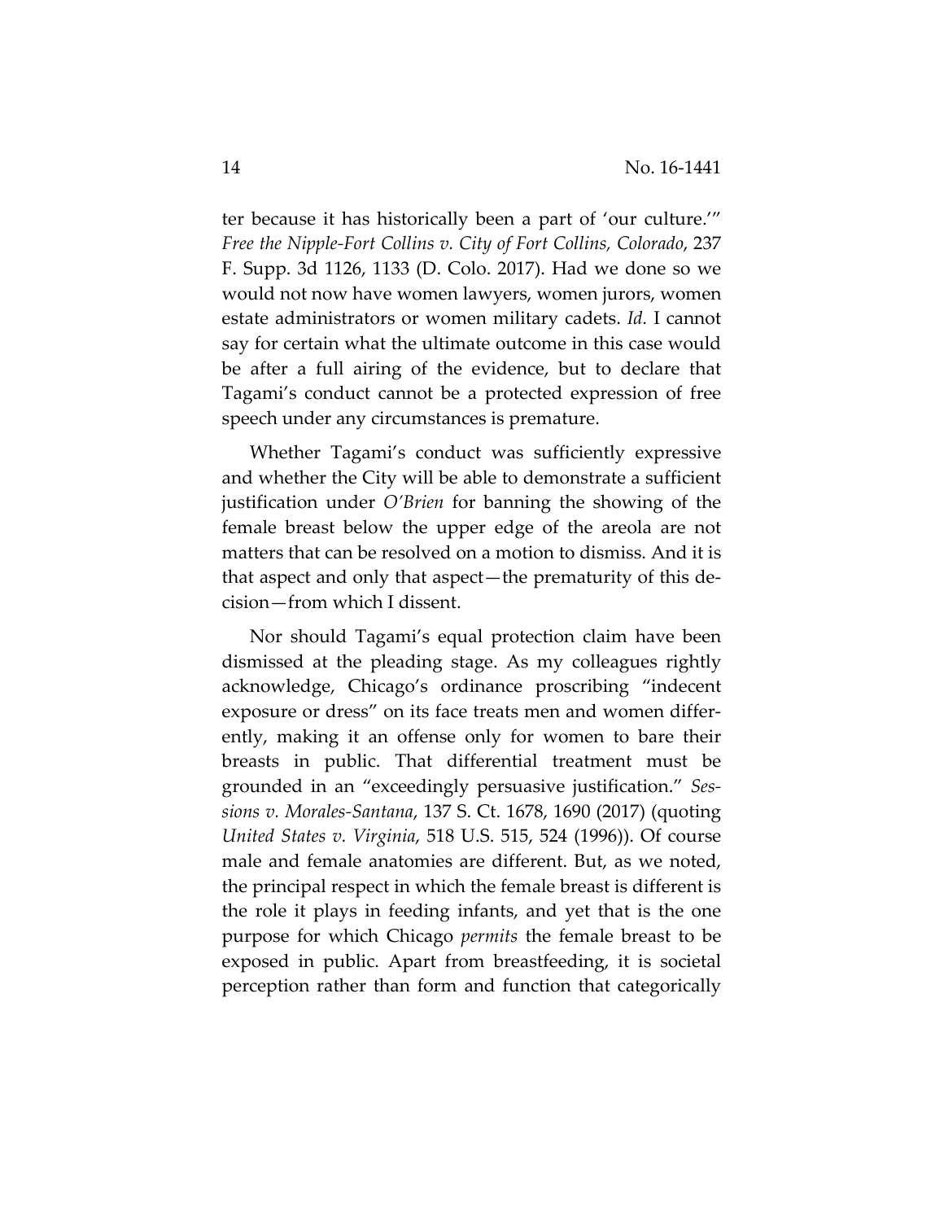ter because it has historically been a part of 'our culture.'" *Free the Nipple-Fort Collins v. City of Fort Collins, Colorado*, 237 F. Supp. 3d 1126, 1133 (D. Colo. 2017). Had we done so we would not now have women lawyers, women jurors, women estate administrators or women military cadets. *Id.* I cannot say for certain what the ultimate outcome in this case would be after a full airing of the evidence, but to declare that Tagami's conduct cannot be a protected expression of free speech under any circumstances is premature.

Whether Tagami's conduct was sufficiently expressive and whether the City will be able to demonstrate a sufficient justification under *O'Brien* for banning the showing of the female breast below the upper edge of the areola are not matters that can be resolved on a motion to dismiss. And it is that aspect and only that aspect—the prematurity of this decision—from which I dissent.

Nor should Tagami's equal protection claim have been dismissed at the pleading stage. As my colleagues rightly acknowledge, Chicago's ordinance proscribing "indecent exposure or dress" on its face treats men and women differently, making it an offense only for women to bare their breasts in public. That differential treatment must be grounded in an "exceedingly persuasive justification." *Sessions v. Morales-Santana*, 137 S. Ct. 1678, 1690 (2017) (quoting *United States v. Virginia*, 518 U.S. 515, 524 (1996)). Of course male and female anatomies are different. But, as we noted, the principal respect in which the female breast is different is the role it plays in feeding infants, and yet that is the one purpose for which Chicago *permits* the female breast to be exposed in public. Apart from breastfeeding, it is societal perception rather than form and function that categorically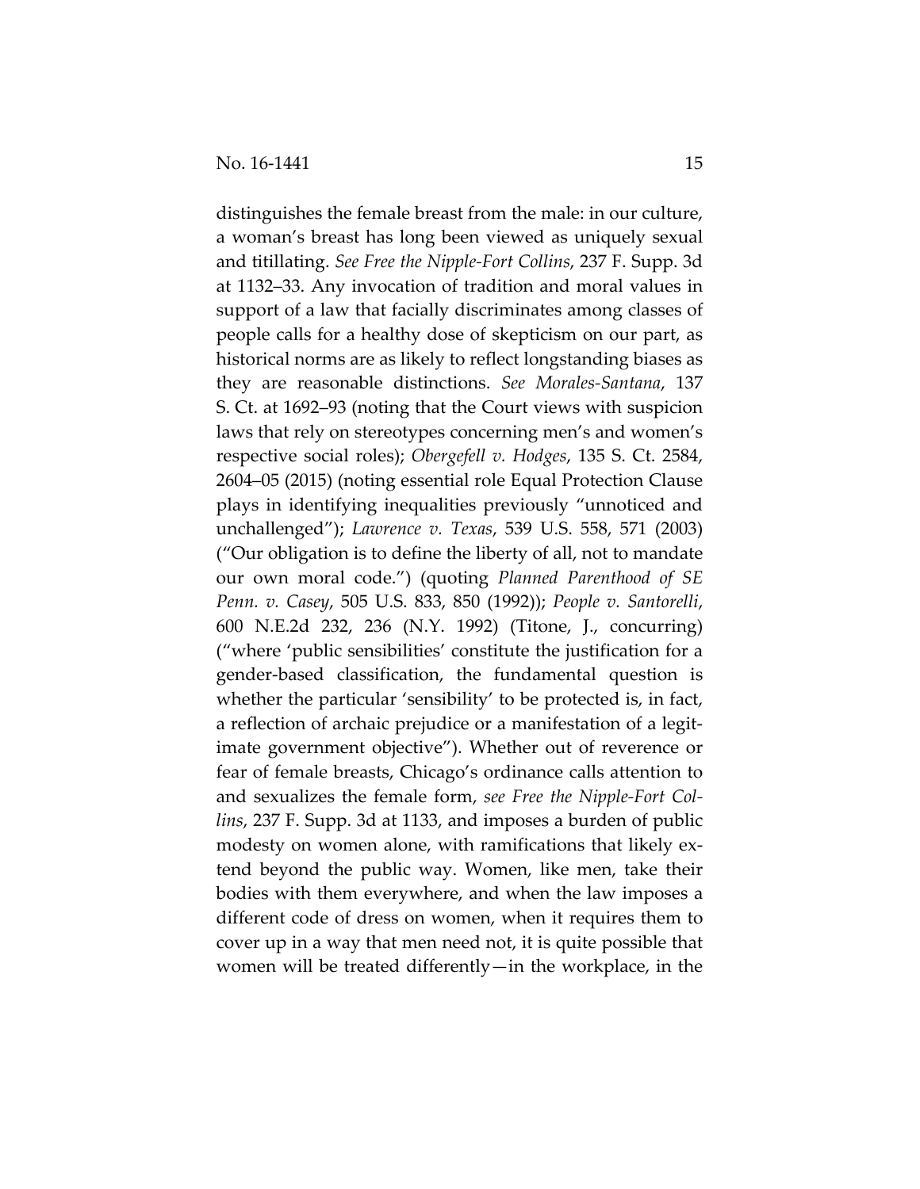distinguishes the female breast from the male: in our culture, a woman's breast has long been viewed as uniquely sexual and titillating. *See Free the Nipple-Fort Collins*, 237 F. Supp. 3d at 1132–33. Any invocation of tradition and moral values in support of a law that facially discriminates among classes of people calls for a healthy dose of skepticism on our part, as historical norms are as likely to reflect longstanding biases as they are reasonable distinctions. *See Morales-Santana*, 137 S. Ct. at 1692–93 (noting that the Court views with suspicion laws that rely on stereotypes concerning men's and women's respective social roles); *Obergefell v. Hodges*, 135 S. Ct. 2584, 2604–05 (2015) (noting essential role Equal Protection Clause plays in identifying inequalities previously "unnoticed and unchallenged"); *Lawrence v. Texas*, 539 U.S. 558, 571 (2003) ("Our obligation is to define the liberty of all, not to mandate our own moral code.") (quoting *Planned Parenthood of SE Penn. v. Casey*, 505 U.S. 833, 850 (1992)); *People v. Santorelli*, 600 N.E.2d 232, 236 (N.Y. 1992) (Titone, J., concurring) ("where 'public sensibilities' constitute the justification for a gender-based classification, the fundamental question is whether the particular 'sensibility' to be protected is, in fact, a reflection of archaic prejudice or a manifestation of a legitimate government objective"). Whether out of reverence or fear of female breasts, Chicago's ordinance calls attention to and sexualizes the female form, *see Free the Nipple-Fort Collins*, 237 F. Supp. 3d at 1133, and imposes a burden of public modesty on women alone, with ramifications that likely extend beyond the public way. Women, like men, take their bodies with them everywhere, and when the law imposes a different code of dress on women, when it requires them to cover up in a way that men need not, it is quite possible that women will be treated differently—in the workplace, in the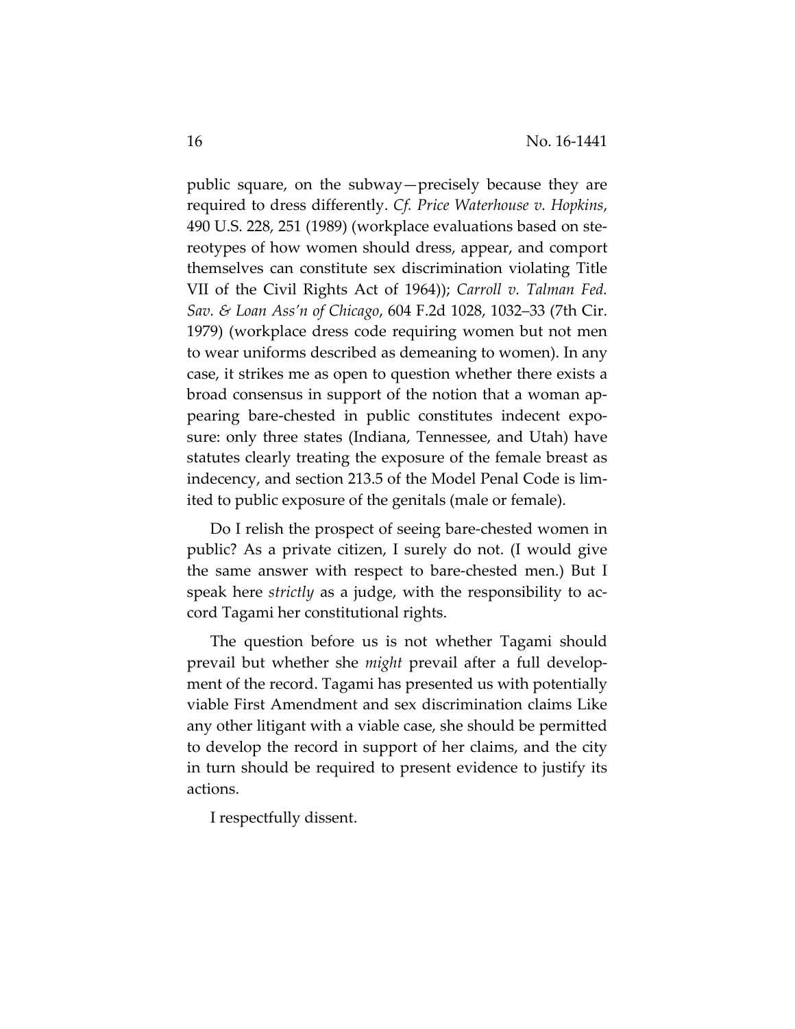public square, on the subway—precisely because they are required to dress differently. *Cf. Price Waterhouse v. Hopkins*, 490 U.S. 228, 251 (1989) (workplace evaluations based on stereotypes of how women should dress, appear, and comport themselves can constitute sex discrimination violating Title VII of the Civil Rights Act of 1964)); *Carroll v. Talman Fed. Sav. & Loan Ass'n of Chicago*, 604 F.2d 1028, 1032–33 (7th Cir. 1979) (workplace dress code requiring women but not men to wear uniforms described as demeaning to women). In any case, it strikes me as open to question whether there exists a broad consensus in support of the notion that a woman appearing bare-chested in public constitutes indecent exposure: only three states (Indiana, Tennessee, and Utah) have statutes clearly treating the exposure of the female breast as indecency, and section 213.5 of the Model Penal Code is limited to public exposure of the genitals (male or female).

Do I relish the prospect of seeing bare-chested women in public? As a private citizen, I surely do not. (I would give the same answer with respect to bare-chested men.) But I speak here *strictly* as a judge, with the responsibility to accord Tagami her constitutional rights.

The question before us is not whether Tagami should prevail but whether she *might* prevail after a full development of the record. Tagami has presented us with potentially viable First Amendment and sex discrimination claims Like any other litigant with a viable case, she should be permitted to develop the record in support of her claims, and the city in turn should be required to present evidence to justify its actions.

I respectfully dissent.